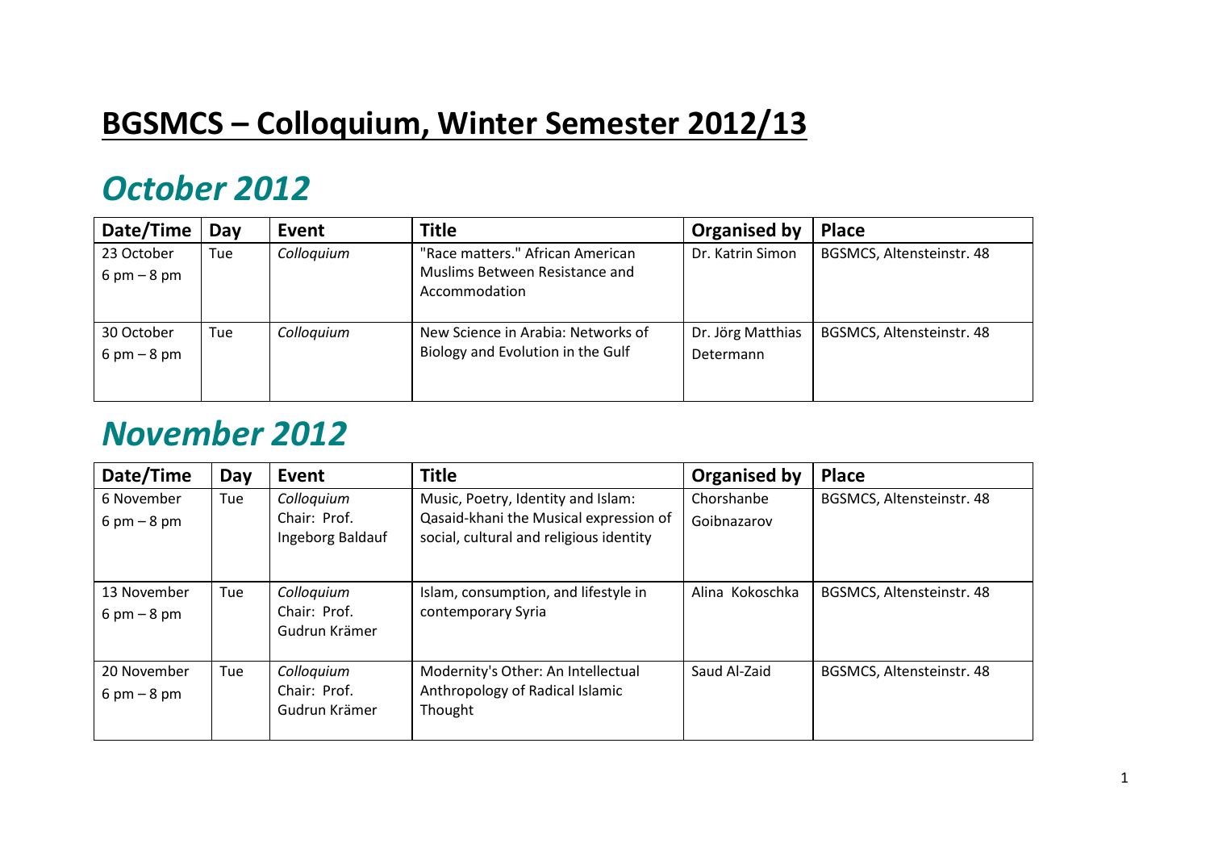# BGSMCS – Colloquium, Winter Semester 2012/13

## *October 2012*

| Date/Time | Day | Event | Title | Organised by | Place |
|---|---|---|---|---|---|
| 23 October<br>6 pm – 8 pm | Tue | *Colloquium* | "Race matters." African American Muslims Between Resistance and Accommodation | Dr. Katrin Simon | BGSMCS, Altensteinstr. 48 |
| 30 October<br>6 pm – 8 pm | Tue | *Colloquium* | New Science in Arabia: Networks of Biology and Evolution in the Gulf | Dr. Jörg Matthias Determann | BGSMCS, Altensteinstr. 48 |

## *November 2012*

| Date/Time | Day | Event | Title | Organised by | Place |
|---|---|---|---|---|---|
| 6 November<br>6 pm – 8 pm | Tue | *Colloquium*<br>Chair: Prof. Ingeborg Baldauf | Music, Poetry, Identity and Islam: Qasaid-khani the Musical expression of social, cultural and religious identity | Chorshanbe Goibnazarov | BGSMCS, Altensteinstr. 48 |
| 13 November<br>6 pm – 8 pm | Tue | *Colloquium*<br>Chair: Prof. Gudrun Krämer | Islam, consumption, and lifestyle in contemporary Syria | Alina Kokoschka | BGSMCS, Altensteinstr. 48 |
| 20 November<br>6 pm – 8 pm | Tue | *Colloquium*<br>Chair: Prof. Gudrun Krämer | Modernity's Other: An Intellectual Anthropology of Radical Islamic Thought | Saud Al-Zaid | BGSMCS, Altensteinstr. 48 |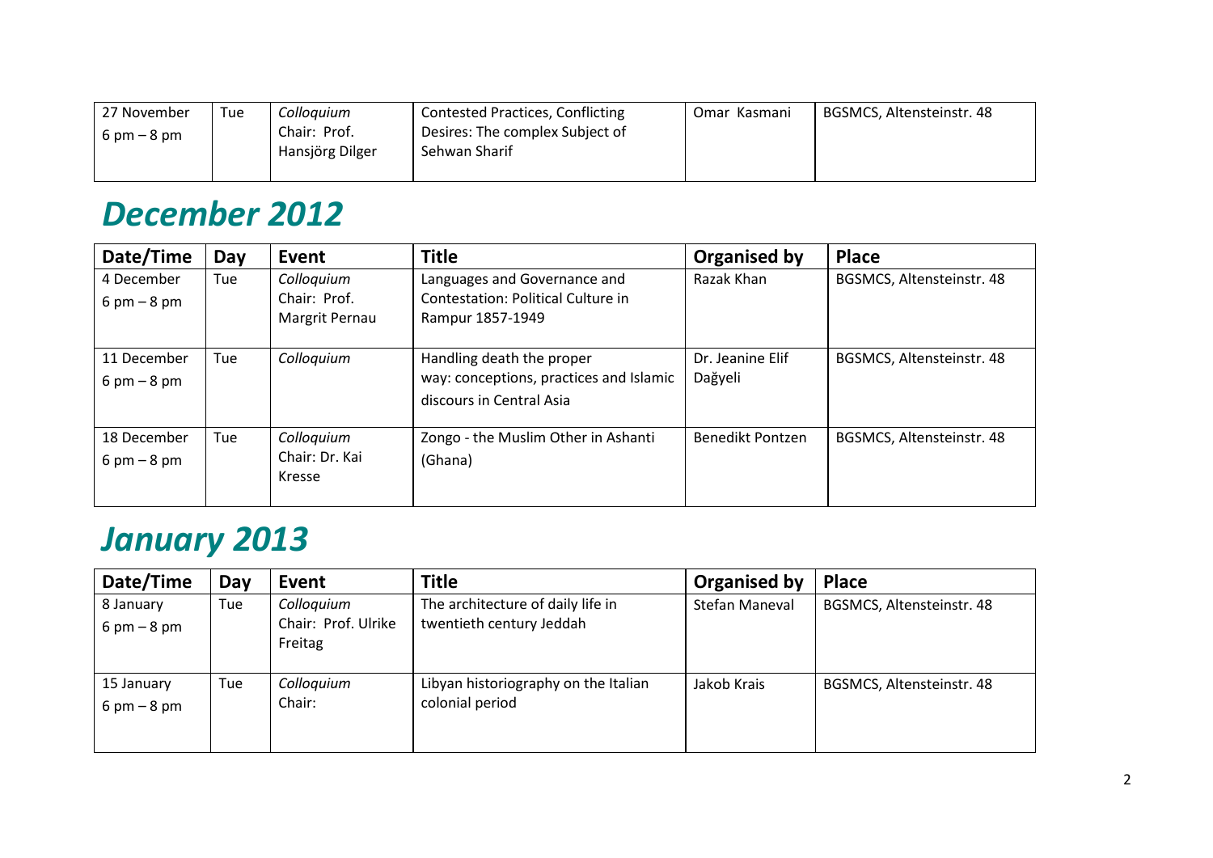| 27 November 6 pm – 8 pm | Tue | *Colloquium* Chair: Prof. Hansjörg Dilger | Contested Practices, Conflicting Desires: The complex Subject of Sehwan Sharif | Omar Kasmani | BGSMCS, Altensteinstr. 48 |
|---|---|---|---|---|---|

## *December 2012*

| Date/Time | Day | Event | Title | Organised by | Place |
|---|---|---|---|---|---|
| 4 December 6 pm – 8 pm | Tue | *Colloquium* Chair: Prof. Margrit Pernau | Languages and Governance and Contestation: Political Culture in Rampur 1857-1949 | Razak Khan | BGSMCS, Altensteinstr. 48 |
| 11 December 6 pm – 8 pm | Tue | *Colloquium* | Handling death the proper way: conceptions, practices and Islamic discours in Central Asia | Dr. Jeanine Elif Dağyeli | BGSMCS, Altensteinstr. 48 |
| 18 December 6 pm – 8 pm | Tue | *Colloquium* Chair: Dr. Kai Kresse | Zongo - the Muslim Other in Ashanti (Ghana) | Benedikt Pontzen | BGSMCS, Altensteinstr. 48 |

## *January 2013*

| Date/Time | Day | Event | Title | Organised by | Place |
|---|---|---|---|---|---|
| 8 January 6 pm – 8 pm | Tue | *Colloquium* Chair: Prof. Ulrike Freitag | The architecture of daily life in twentieth century Jeddah | Stefan Maneval | BGSMCS, Altensteinstr. 48 |
| 15 January 6 pm – 8 pm | Tue | *Colloquium* Chair: | Libyan historiography on the Italian colonial period | Jakob Krais | BGSMCS, Altensteinstr. 48 |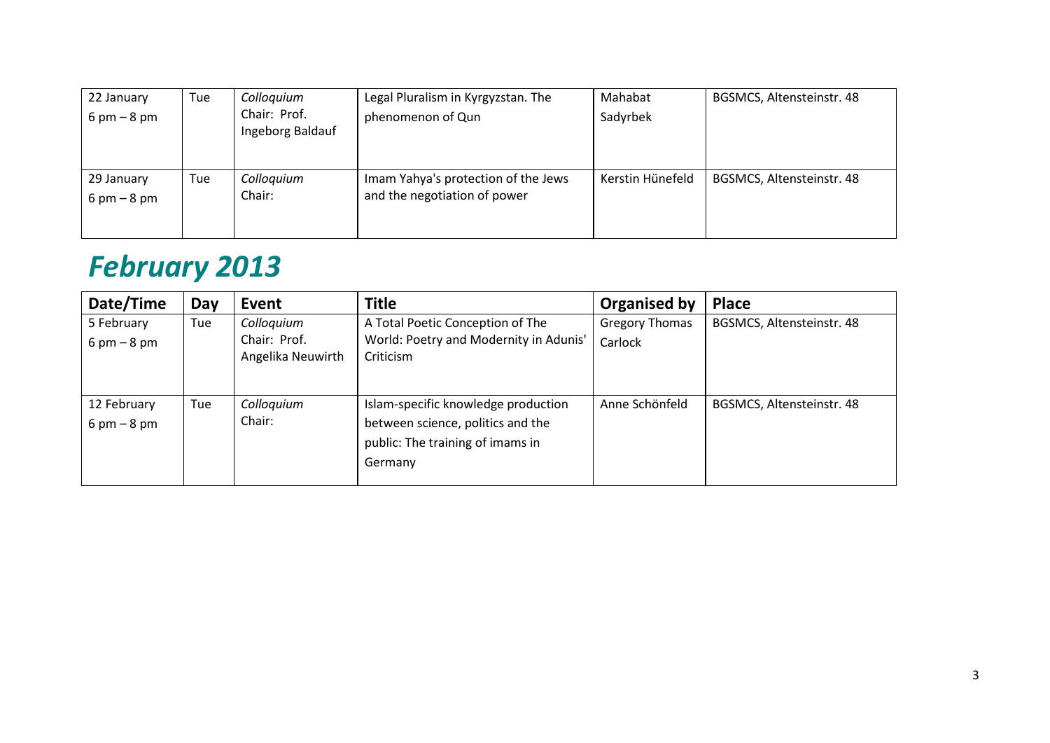| | | | | | |
|---|---|---|---|---|---|
| 22 January<br>6 pm – 8 pm | Tue | *Colloquium*<br>Chair: Prof. Ingeborg Baldauf | Legal Pluralism in Kyrgyzstan. The phenomenon of Qun | Mahabat Sadyrbek | BGSMCS, Altensteinstr. 48 |
| 29 January<br>6 pm – 8 pm | Tue | *Colloquium*<br>Chair: | Imam Yahya's protection of the Jews and the negotiation of power | Kerstin Hünefeld | BGSMCS, Altensteinstr. 48 |

# *February 2013*

| Date/Time | Day | Event | Title | Organised by | Place |
|---|---|---|---|---|---|
| 5 February<br>6 pm – 8 pm | Tue | *Colloquium*<br>Chair: Prof. Angelika Neuwirth | A Total Poetic Conception of The World: Poetry and Modernity in Adunis' Criticism | Gregory Thomas Carlock | BGSMCS, Altensteinstr. 48 |
| 12 February<br>6 pm – 8 pm | Tue | *Colloquium*<br>Chair: | Islam-specific knowledge production between science, politics and the public: The training of imams in Germany | Anne Schönfeld | BGSMCS, Altensteinstr. 48 |